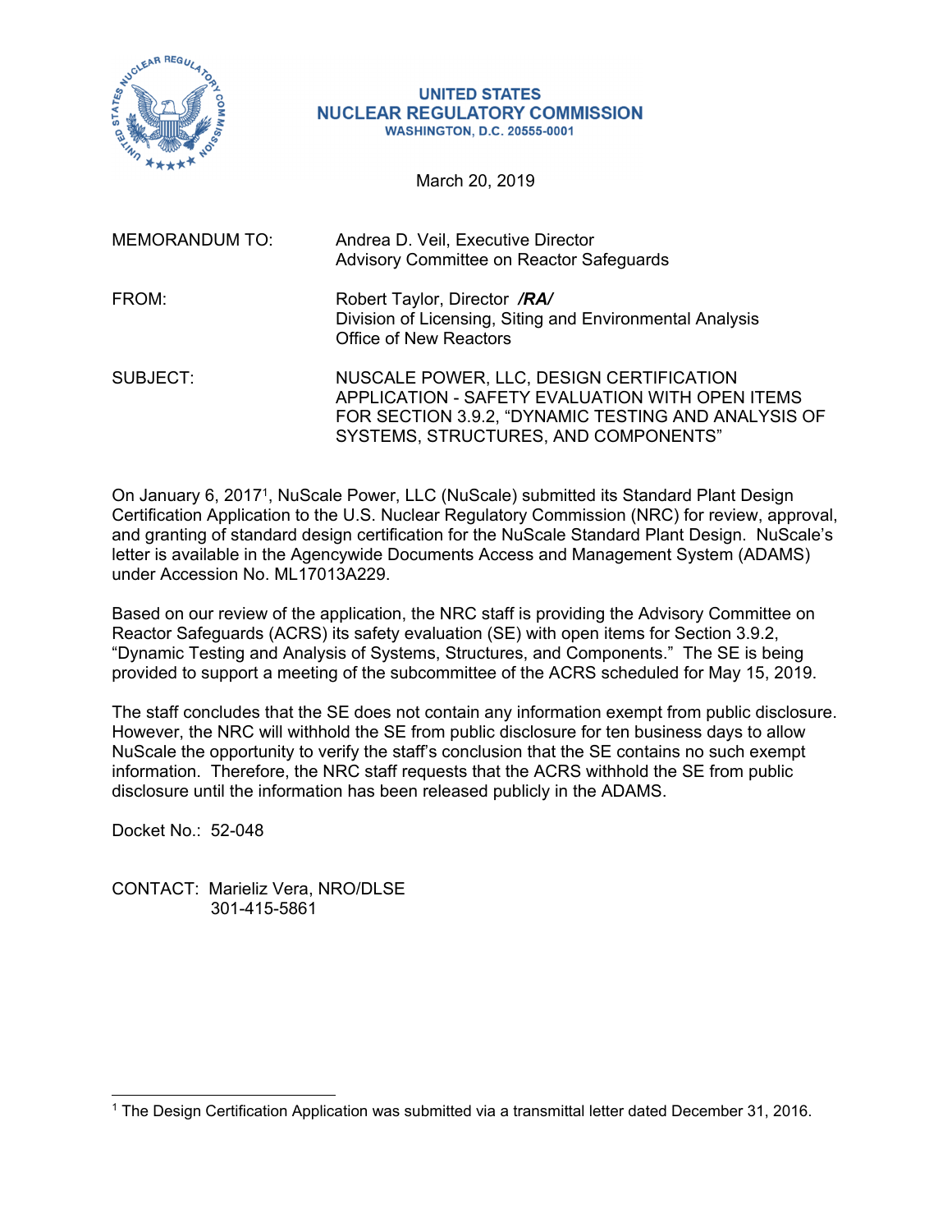**UNITED STATES**
**NUCLEAR REGULATORY COMMISSION**
**WASHINGTON, D.C. 20555-0001**

March 20, 2019

MEMORANDUM TO: Andrea D. Veil, Executive Director
Advisory Committee on Reactor Safeguards

FROM: Robert Taylor, Director ***/RA/***
Division of Licensing, Siting and Environmental Analysis
Office of New Reactors

SUBJECT: NUSCALE POWER, LLC, DESIGN CERTIFICATION APPLICATION - SAFETY EVALUATION WITH OPEN ITEMS FOR SECTION 3.9.2, "DYNAMIC TESTING AND ANALYSIS OF SYSTEMS, STRUCTURES, AND COMPONENTS"

On January 6, 2017[1], NuScale Power, LLC (NuScale) submitted its Standard Plant Design Certification Application to the U.S. Nuclear Regulatory Commission (NRC) for review, approval, and granting of standard design certification for the NuScale Standard Plant Design. NuScale's letter is available in the Agencywide Documents Access and Management System (ADAMS) under Accession No. ML17013A229.

Based on our review of the application, the NRC staff is providing the Advisory Committee on Reactor Safeguards (ACRS) its safety evaluation (SE) with open items for Section 3.9.2, "Dynamic Testing and Analysis of Systems, Structures, and Components." The SE is being provided to support a meeting of the subcommittee of the ACRS scheduled for May 15, 2019.

The staff concludes that the SE does not contain any information exempt from public disclosure. However, the NRC will withhold the SE from public disclosure for ten business days to allow NuScale the opportunity to verify the staff's conclusion that the SE contains no such exempt information. Therefore, the NRC staff requests that the ACRS withhold the SE from public disclosure until the information has been released publicly in the ADAMS.

Docket No.: 52-048

CONTACT: Marieliz Vera, NRO/DLSE
301-415-5861

---

[1] The Design Certification Application was submitted via a transmittal letter dated December 31, 2016.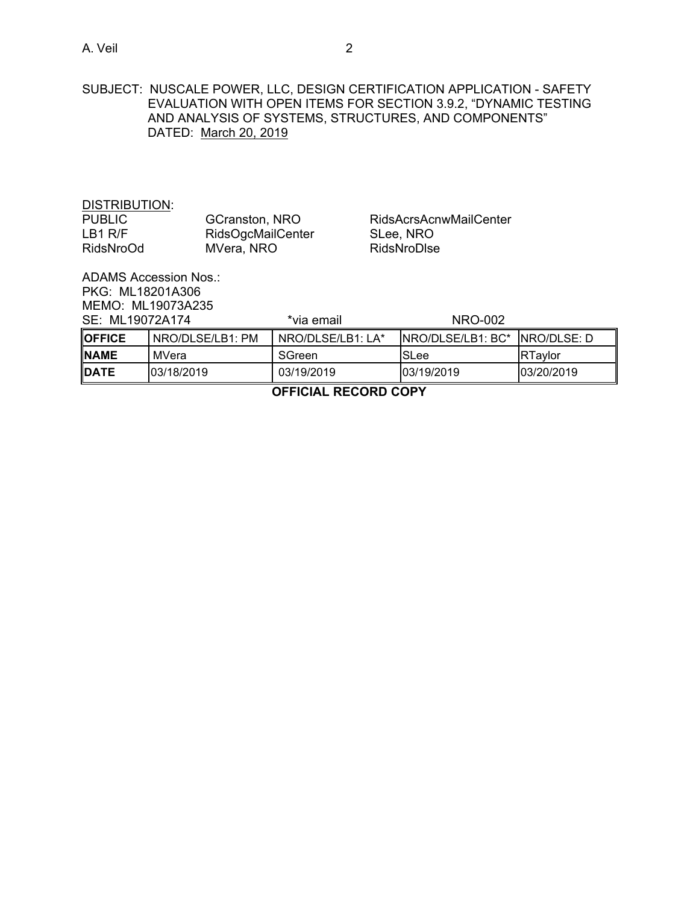SUBJECT: NUSCALE POWER, LLC, DESIGN CERTIFICATION APPLICATION - SAFETY EVALUATION WITH OPEN ITEMS FOR SECTION 3.9.2, "DYNAMIC TESTING AND ANALYSIS OF SYSTEMS, STRUCTURES, AND COMPONENTS" DATED: March 20, 2019

DISTRIBUTION:

| | | |
|---|---|---|
| PUBLIC | GCranston, NRO | RidsAcrsAcnwMailCenter |
| LB1 R/F | RidsOgcMailCenter | SLee, NRO |
| RidsNroOd | MVera, NRO | RidsNroDlse |

ADAMS Accession Nos.:
PKG: ML18201A306
MEMO: ML19073A235
SE: ML19072A174 *via email NRO-002

| OFFICE | NRO/DLSE/LB1: PM | NRO/DLSE/LB1: LA* | NRO/DLSE/LB1: BC* | NRO/DLSE: D |
|---|---|---|---|---|
| NAME | MVera | SGreen | SLee | RTaylor |
| DATE | 03/18/2019 | 03/19/2019 | 03/19/2019 | 03/20/2019 |

**OFFICIAL RECORD COPY**